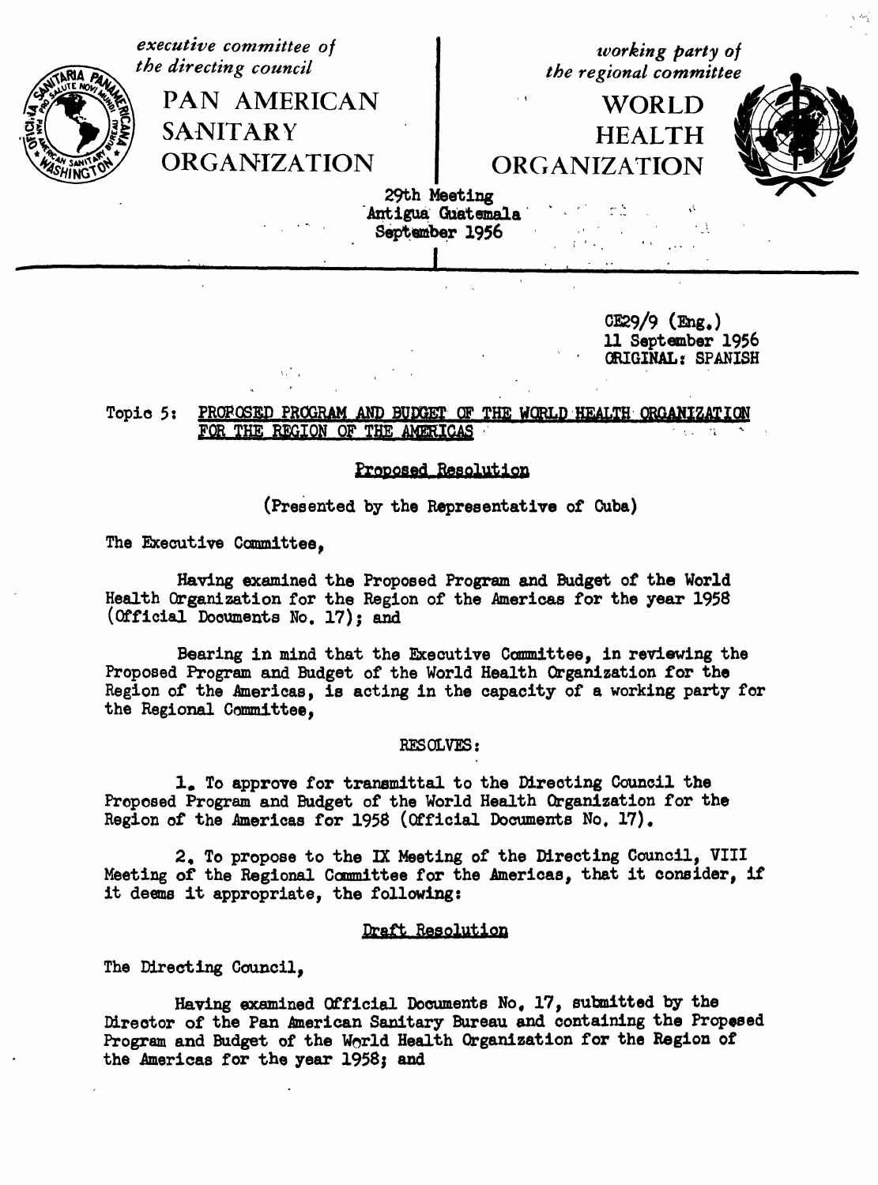*executive committee of the directing council*

PAN AMERICAN SANITARY ORGANIZATION

*working party of the regional committee*

WORLD HEALTH ORGANIZATION

29th Meeting
Antigua Guatemala
September 1956

CE29/9 (Eng.)
11 September 1956
ORIGINAL: SPANISH

Topic 5: PROPOSED PROGRAM AND BUDGET OF THE WORLD HEALTH ORGANIZATION FOR THE REGION OF THE AMERICAS

Proposed Resolution

(Presented by the Representative of Cuba)

The Executive Committee,

Having examined the Proposed Program and Budget of the World Health Organization for the Region of the Americas for the year 1958 (Official Documents No. 17); and

Bearing in mind that the Executive Committee, in reviewing the Proposed Program and Budget of the World Health Organization for the Region of the Americas, is acting in the capacity of a working party for the Regional Committee,

RESOLVES:

1. To approve for transmittal to the Directing Council the Proposed Program and Budget of the World Health Organization for the Region of the Americas for 1958 (Official Documents No. 17).

2. To propose to the IX Meeting of the Directing Council, VIII Meeting of the Regional Committee for the Americas, that it consider, if it deems it appropriate, the following:

Draft Resolution

The Directing Council,

Having examined Official Documents No. 17, submitted by the Director of the Pan American Sanitary Bureau and containing the Proposed Program and Budget of the World Health Organization for the Region of the Americas for the year 1958; and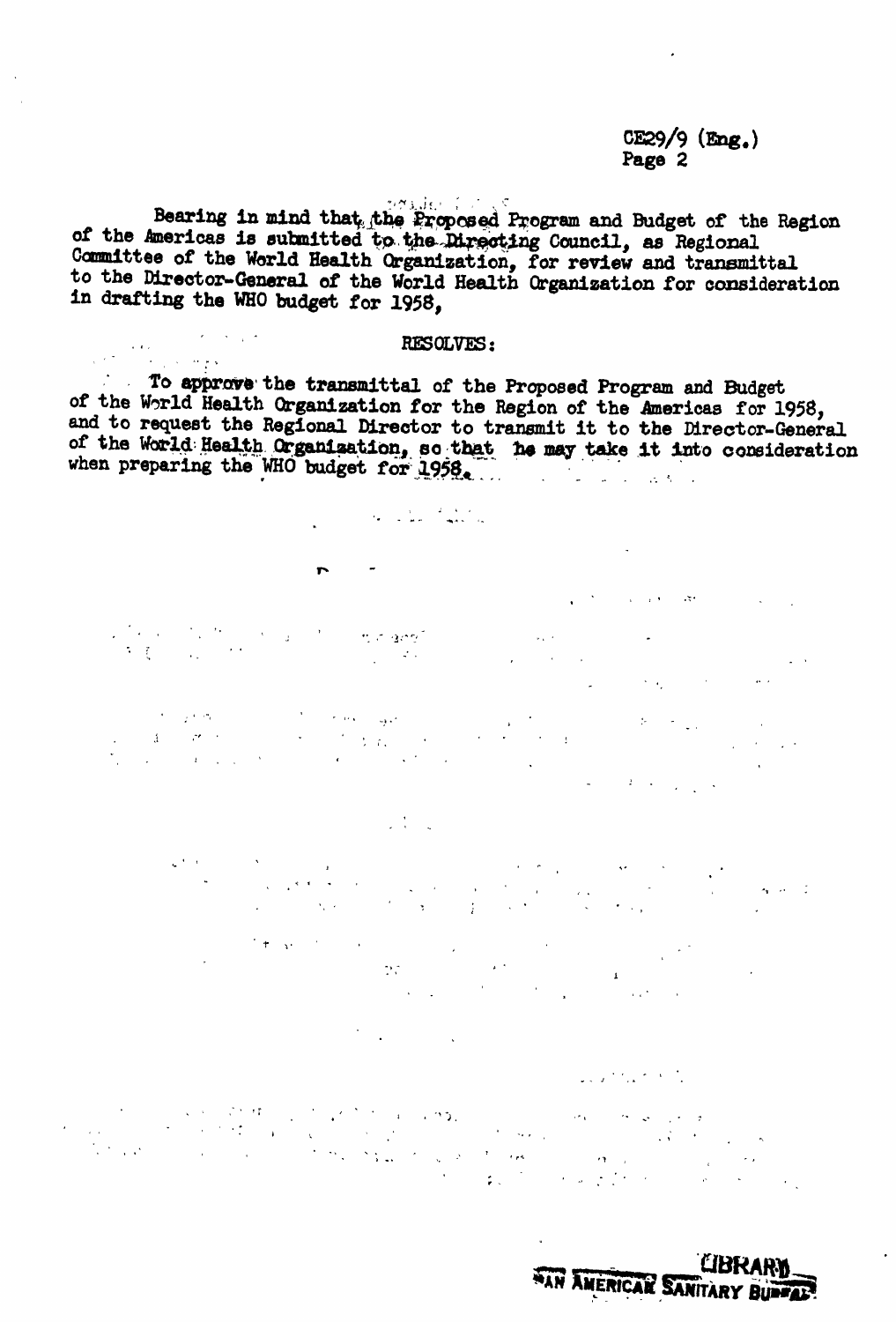Bearing in mind that the Proposed Program and Budget of the Region of the Americas is submitted to the Directing Council, as Regional Committee of the World Health Organization, for review and transmittal to the Director-General of the World Health Organization for consideration in drafting the WHO budget for 1958,

RESOLVES:

To approve the transmittal of the Proposed Program and Budget of the World Health Organization for the Region of the Americas for 1958, and to request the Regional Director to transmit it to the Director-General of the World Health Organization, so that he may take it into consideration when preparing the WHO budget for 1958.